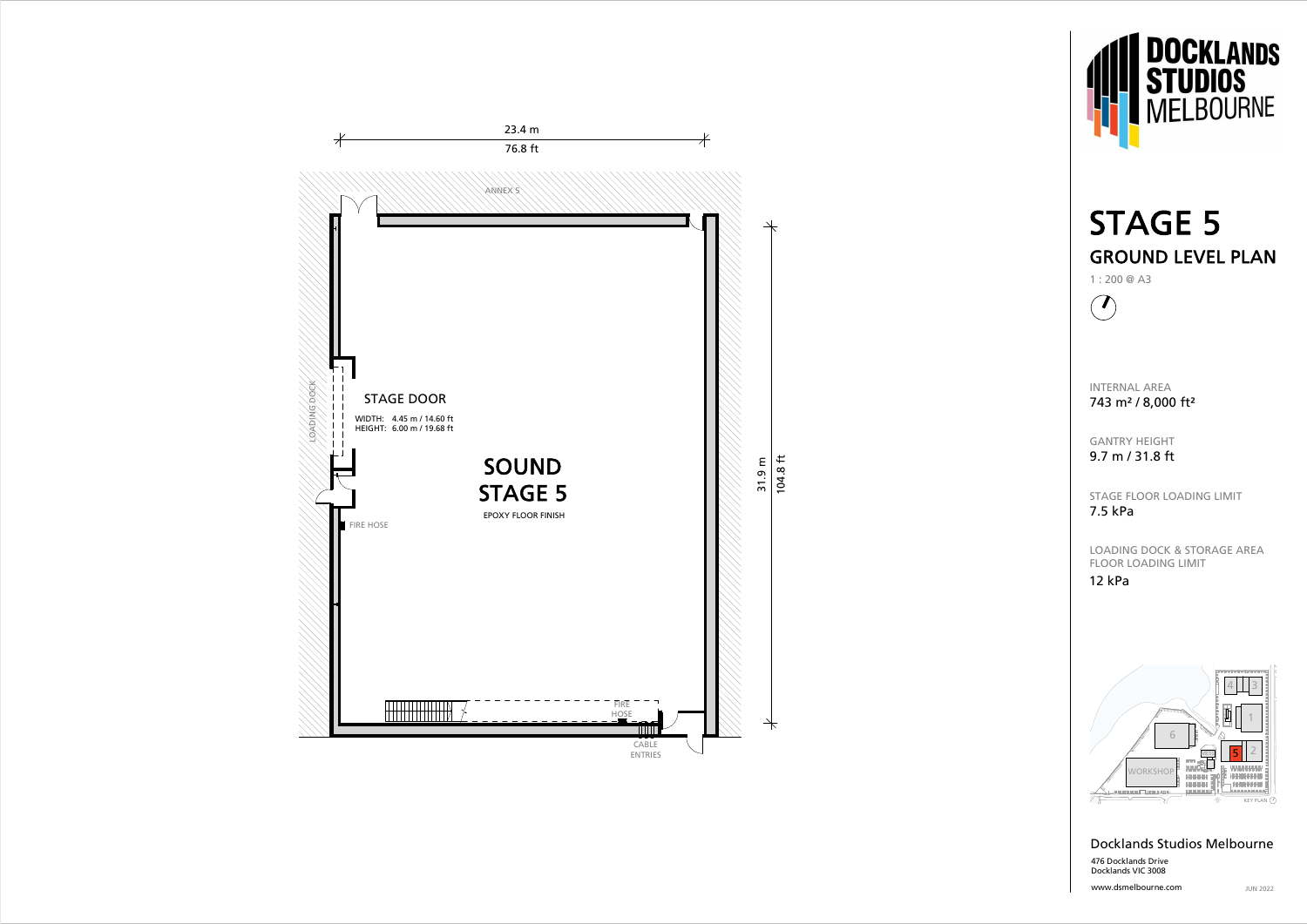# STAGE 5

## GROUND LEVEL PLAN

1 : 200 @ A3

23.4 m
76.8 ft

31.9 m
104.8 ft

ANNEX 5

LOADING DOCK

STAGE DOOR

WIDTH: 4.45 m / 14.60 ft
HEIGHT: 6.00 m / 19.68 ft

SOUND STAGE 5

EPOXY FLOOR FINISH

FIRE HOSE

FIRE HOSE

CABLE ENTRIES

INTERNAL AREA
743 m² / 8,000 ft²

GANTRY HEIGHT
9.7 m / 31.8 ft

STAGE FLOOR LOADING LIMIT
7.5 kPa

LOADING DOCK & STORAGE AREA FLOOR LOADING LIMIT
12 kPa

KEY PLAN: 1, 2, 3, 4, 5, 6, WORKSHOP

Docklands Studios Melbourne
476 Docklands Drive
Docklands VIC 3008

www.dsmelbourne.com

JUN 2022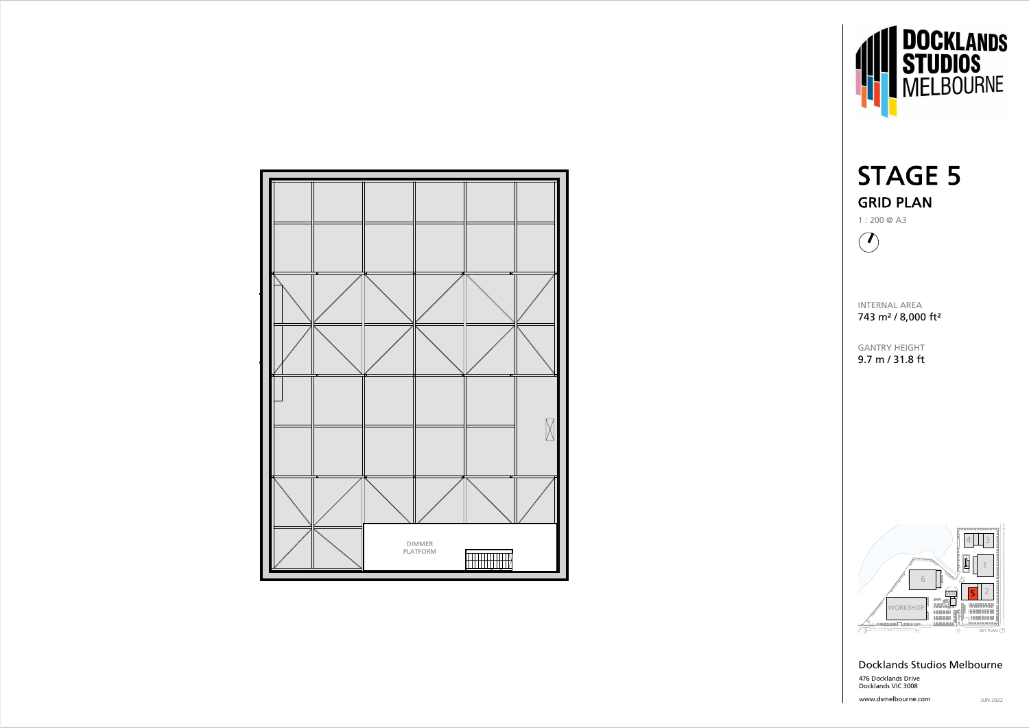DIMMER PLATFORM

DOCKLANDS STUDIOS MELBOURNE

# STAGE 5

## GRID PLAN

1 : 200 @ A3

INTERNAL AREA
743 m² / 8,000 ft²

GANTRY HEIGHT
9.7 m / 31.8 ft

4 3 1 6 5 2 WORKSHOP KEY PLAN

Docklands Studios Melbourne

476 Docklands Drive
Docklands VIC 3008

www.dsmelbourne.com

JUN 2022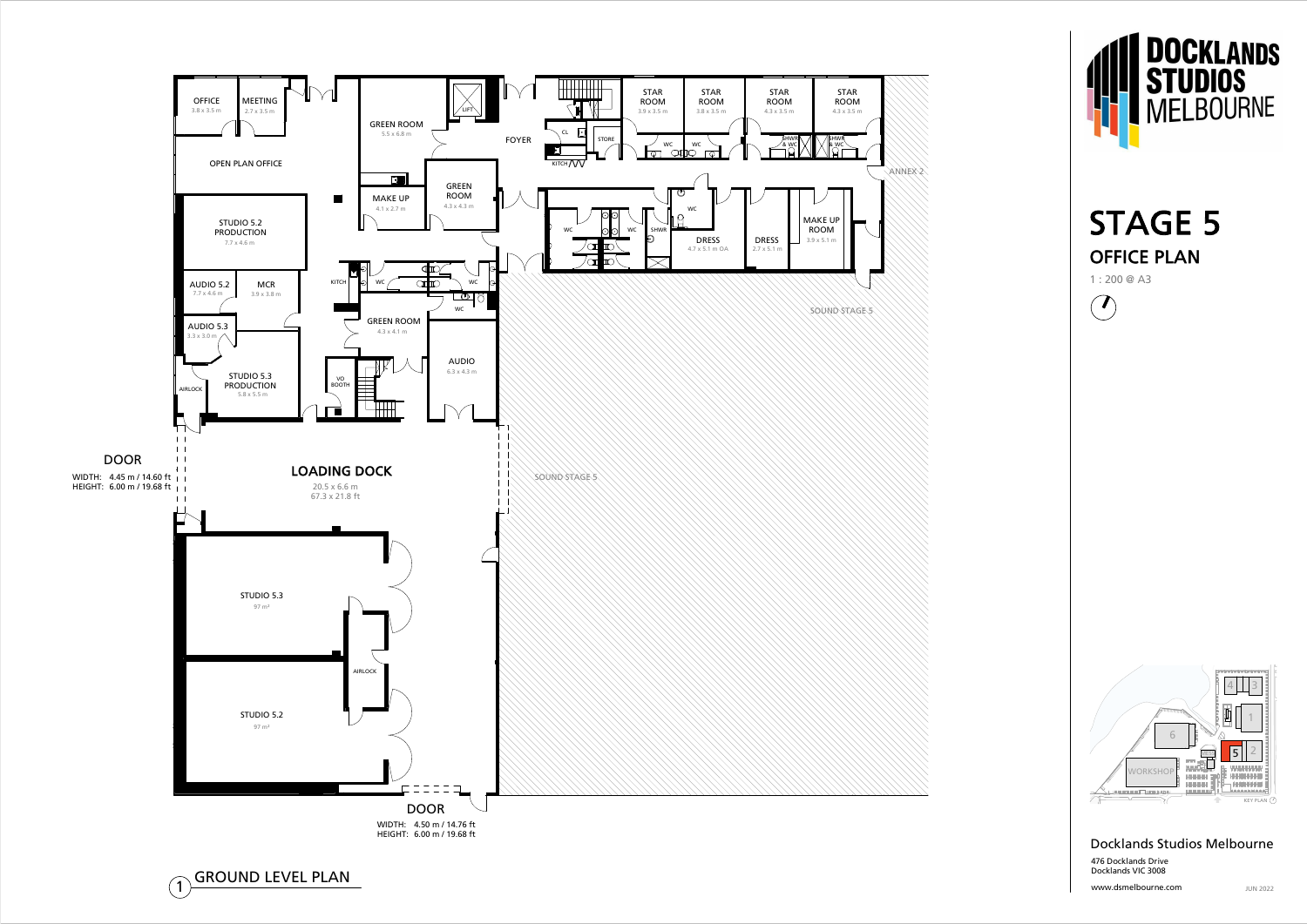# DOCKLANDS STUDIOS MELBOURNE

## STAGE 5

### OFFICE PLAN

1 : 200 @ A3

OFFICE 3.8 x 3.5 m

MEETING 2.7 x 3.5 m

OPEN PLAN OFFICE

STUDIO 5.2 PRODUCTION 7.7 x 4.6 m

AUDIO 5.2 7.7 x 4.6 m

MCR 3.9 x 3.8 m

AUDIO 5.3 3.3 x 3.0 m

STUDIO 5.3 PRODUCTION 5.8 x 5.5 m

AIRLOCK

GREEN ROOM 5.5 x 6.8 m

LIFT

MAKE UP 4.1 x 2.7 m

GREEN ROOM 4.3 x 4.3 m

KITCH

WC

WC

WC

GREEN ROOM 4.3 x 4.1 m

VO BOOTH

AUDIO 6.3 x 4.3 m

FOYER

CL

STORE

KITCH

STAR ROOM 3.9 x 3.5 m

STAR ROOM 3.8 x 3.5 m

STAR ROOM 4.3 x 3.5 m

STAR ROOM 4.3 x 3.5 m

WC

WC

SHWR & WC

SHWR & WC

ANNEX 2

WC

WC

WC

SHWR

DRESS 4.7 x 5.1 m OA

DRESS 2.7 x 5.1 m

MAKE UP ROOM 3.9 x 5.1 m

SOUND STAGE 5

DOOR

WIDTH: 4.45 m / 14.60 ft

HEIGHT: 6.00 m / 19.68 ft

LOADING DOCK

20.5 x 6.6 m

67.3 x 21.8 ft

SOUND STAGE 5

STUDIO 5.3 97 m²

AIRLOCK

STUDIO 5.2 97 m²

DOOR

WIDTH: 4.50 m / 14.76 ft

HEIGHT: 6.00 m / 19.68 ft

1 GROUND LEVEL PLAN

KEY PLAN: 4, 3, 1, 6, 5, 2, WORKSHOP

Docklands Studios Melbourne

476 Docklands Drive

Docklands VIC 3008

www.dsmelbourne.com

JUN 2022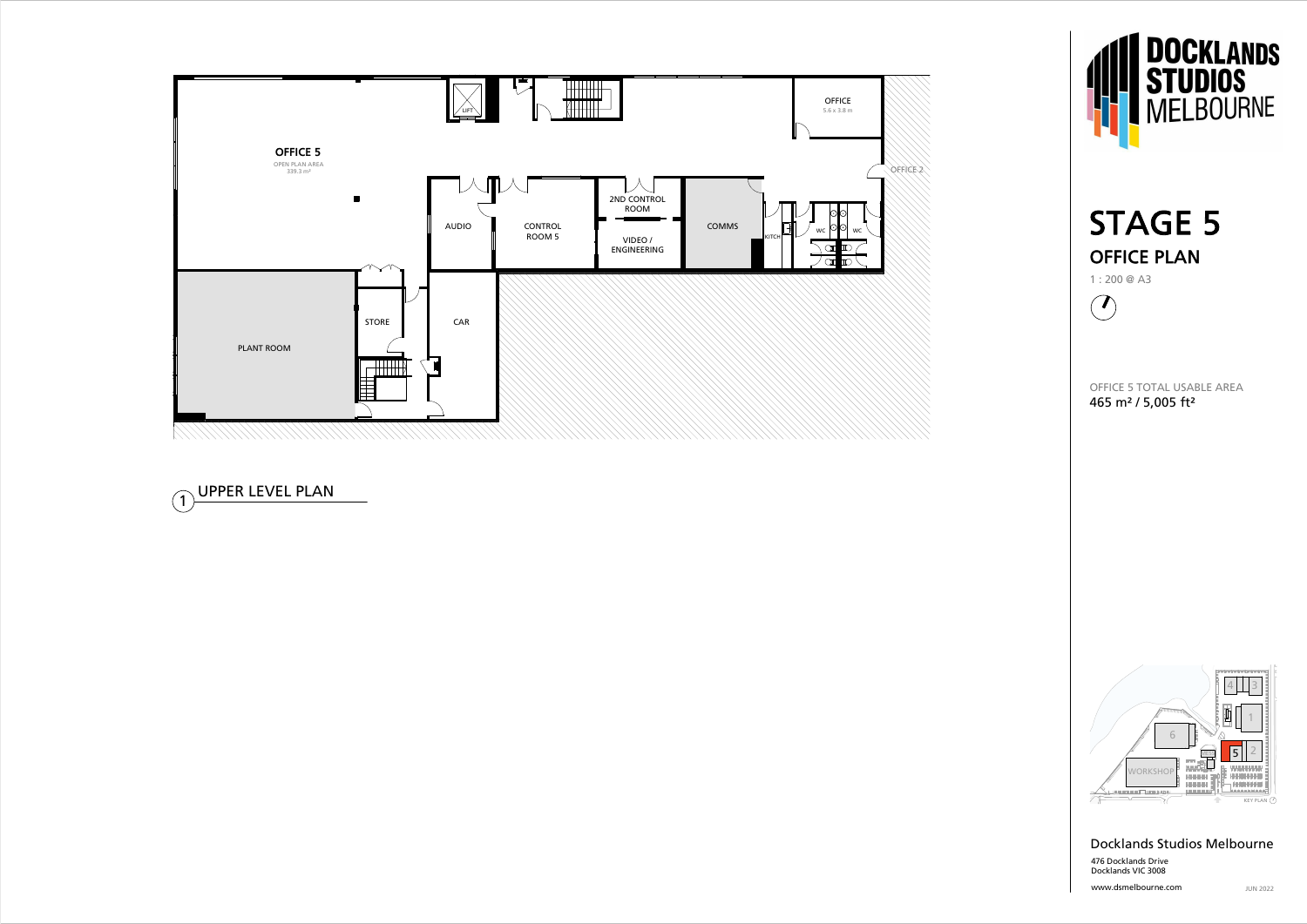OFFICE 5

OPEN PLAN AREA

339.3 m²

LIFT

OFFICE

5.6 x 3.8 m

OFFICE 2

AUDIO

CONTROL ROOM 5

2ND CONTROL ROOM

VIDEO / ENGINEERING

COMMS

KITCH

WC

WC

STORE

CAR

PLANT ROOM

1 UPPER LEVEL PLAN

DOCKLANDS STUDIOS MELBOURNE

# STAGE 5

## OFFICE PLAN

1 : 200 @ A3

OFFICE 5 TOTAL USABLE AREA

465 m² / 5,005 ft²

4

3

1

6

5

2

WORKSHOP

KEY PLAN

Docklands Studios Melbourne

476 Docklands Drive

Docklands VIC 3008

www.dsmelbourne.com

JUN 2022